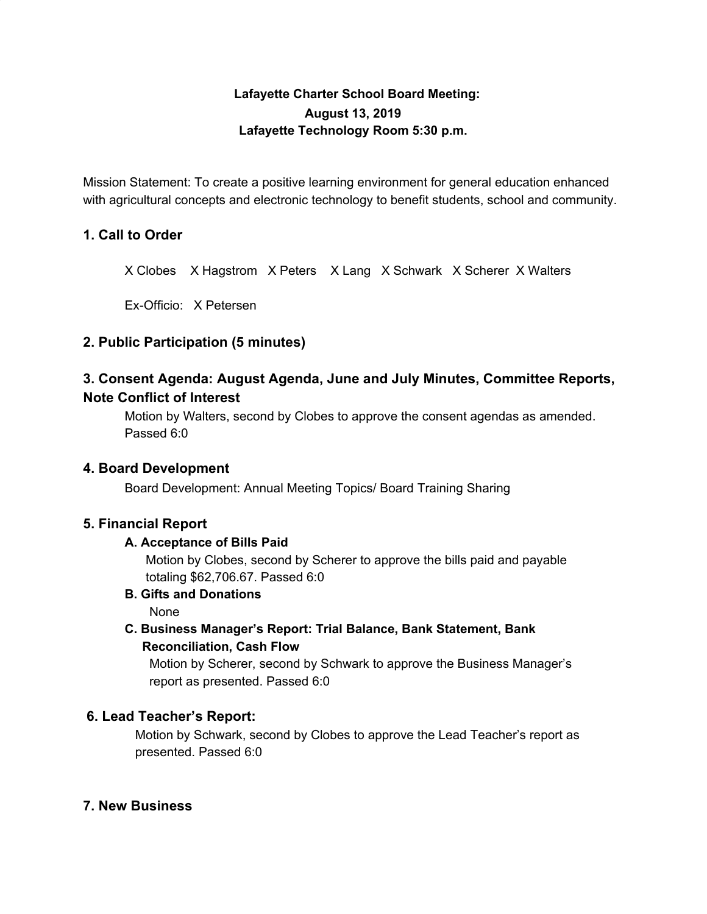**Lafayette Charter School Board Meeting:**
**August 13, 2019**
**Lafayette Technology Room 5:30 p.m.**

Mission Statement: To create a positive learning environment for general education enhanced with agricultural concepts and electronic technology to benefit students, school and community.

## 1. Call to Order

X Clobes X Hagstrom X Peters X Lang X Schwark X Scherer X Walters

Ex-Officio: X Petersen

## 2. Public Participation (5 minutes)

## 3. Consent Agenda: August Agenda, June and July Minutes, Committee Reports, Note Conflict of Interest

Motion by Walters, second by Clobes to approve the consent agendas as amended. Passed 6:0

## 4. Board Development

Board Development: Annual Meeting Topics/ Board Training Sharing

## 5. Financial Report

### A. Acceptance of Bills Paid

Motion by Clobes, second by Scherer to approve the bills paid and payable totaling $62,706.67. Passed 6:0

### B. Gifts and Donations

None

### C. Business Manager's Report: Trial Balance, Bank Statement, Bank Reconciliation, Cash Flow

Motion by Scherer, second by Schwark to approve the Business Manager's report as presented. Passed 6:0

## 6. Lead Teacher's Report:

Motion by Schwark, second by Clobes to approve the Lead Teacher's report as presented. Passed 6:0

## 7. New Business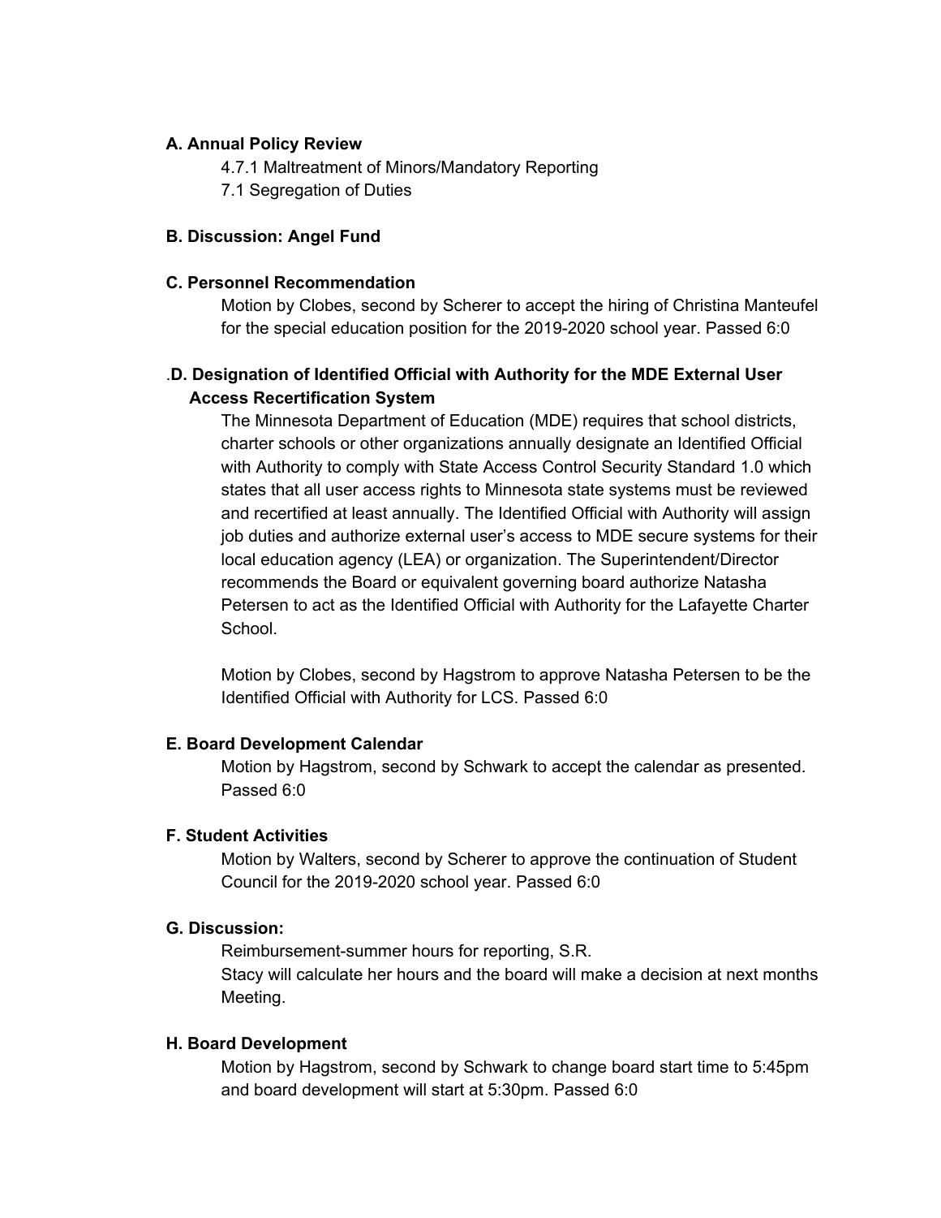**A. Annual Policy Review**

4.7.1 Maltreatment of Minors/Mandatory Reporting
7.1 Segregation of Duties

**B. Discussion: Angel Fund**

**C. Personnel Recommendation**

Motion by Clobes, second by Scherer to accept the hiring of Christina Manteufel for the special education position for the 2019-2020 school year. Passed 6:0

.**D. Designation of Identified Official with Authority for the MDE External User Access Recertification System**

The Minnesota Department of Education (MDE) requires that school districts, charter schools or other organizations annually designate an Identified Official with Authority to comply with State Access Control Security Standard 1.0 which states that all user access rights to Minnesota state systems must be reviewed and recertified at least annually. The Identified Official with Authority will assign job duties and authorize external user's access to MDE secure systems for their local education agency (LEA) or organization. The Superintendent/Director recommends the Board or equivalent governing board authorize Natasha Petersen to act as the Identified Official with Authority for the Lafayette Charter School.

Motion by Clobes, second by Hagstrom to approve Natasha Petersen to be the Identified Official with Authority for LCS. Passed 6:0

**E. Board Development Calendar**

Motion by Hagstrom, second by Schwark to accept the calendar as presented. Passed 6:0

**F. Student Activities**

Motion by Walters, second by Scherer to approve the continuation of Student Council for the 2019-2020 school year. Passed 6:0

**G. Discussion:**

Reimbursement-summer hours for reporting, S.R.
Stacy will calculate her hours and the board will make a decision at next months Meeting.

**H. Board Development**

Motion by Hagstrom, second by Schwark to change board start time to 5:45pm and board development will start at 5:30pm. Passed 6:0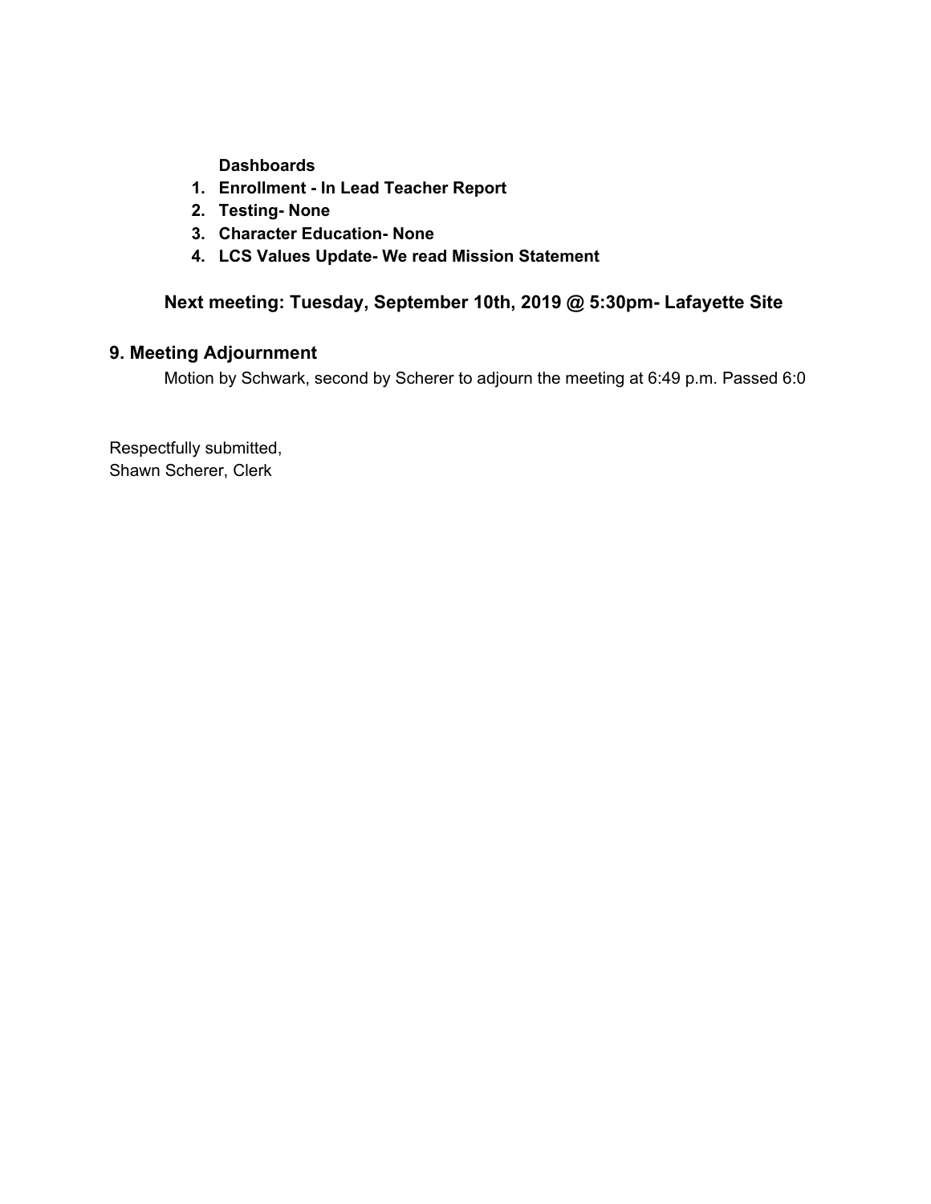**Dashboards**

1. **Enrollment - In Lead Teacher Report**
2. **Testing- None**
3. **Character Education- None**
4. **LCS Values Update- We read Mission Statement**

### Next meeting: Tuesday, September 10th, 2019 @ 5:30pm- Lafayette Site

## 9. Meeting Adjournment

Motion by Schwark, second by Scherer to adjourn the meeting at 6:49 p.m. Passed 6:0

Respectfully submitted,
Shawn Scherer, Clerk